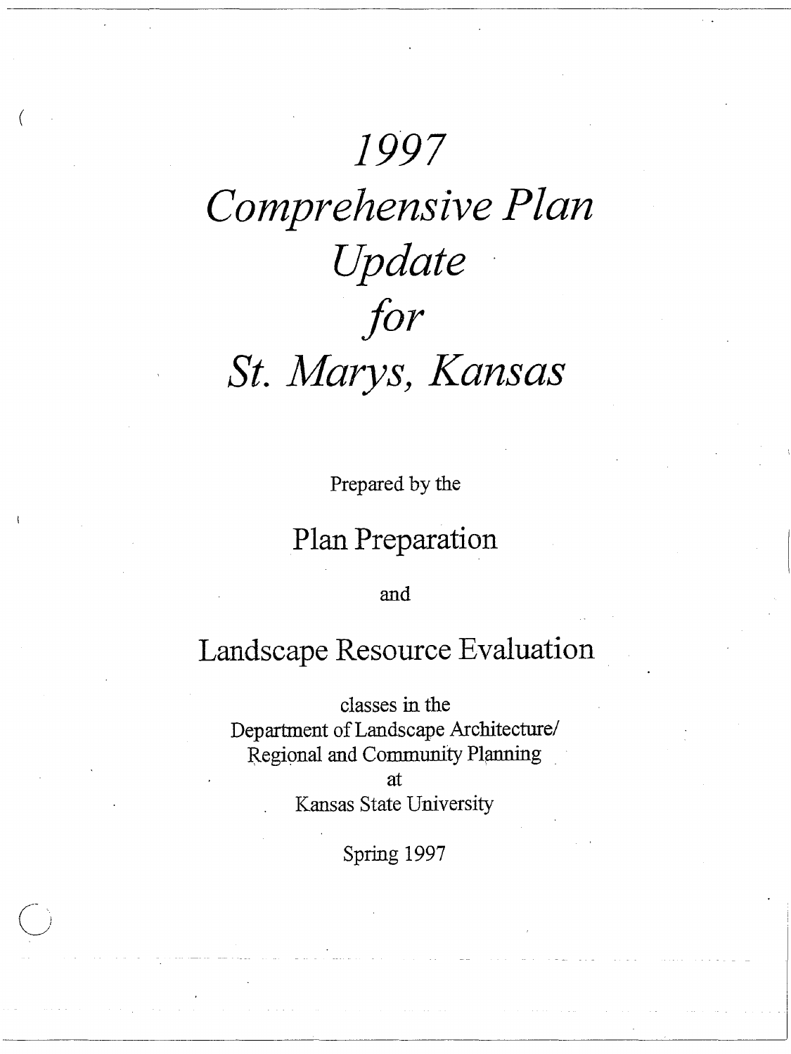# *1997 Comprehensive Plan Update for St. Marys, Kansas*

Prepared by the

## Plan Preparation

and

## Landscape Resource Evaluation

classes in the
Department of Landscape Architecture/
Regional and Community Planning
at
Kansas State University

Spring 1997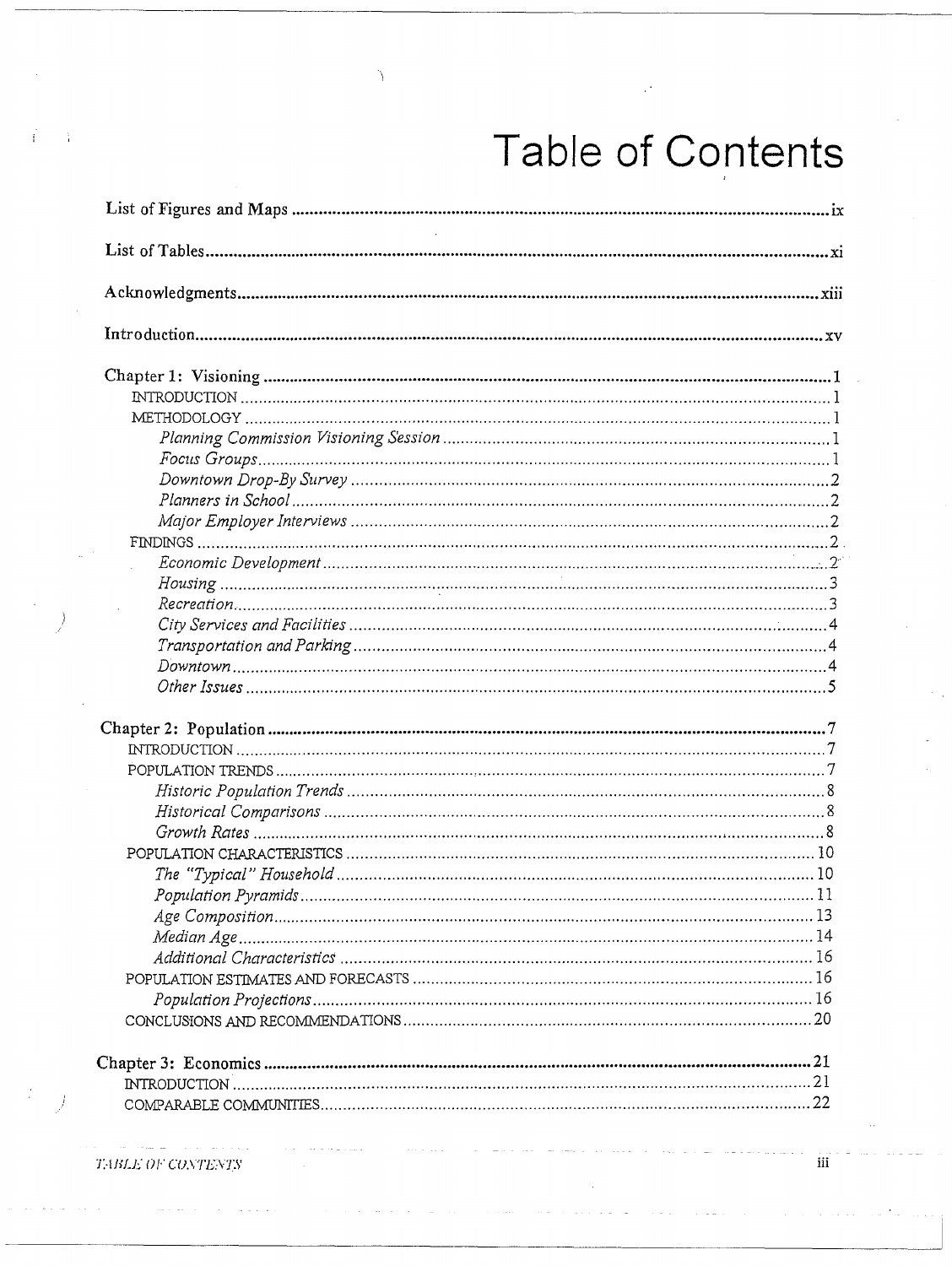# Table of Contents

List of Figures and Maps ..... ix

List of Tables ..... xi

Acknowledgments ..... xiii

Introduction ..... xv

Chapter 1: Visioning ..... 1
- INTRODUCTION ..... 1
- METHODOLOGY ..... 1
  - *Planning Commission Visioning Session* ..... 1
  - *Focus Groups* ..... 1
  - *Downtown Drop-By Survey* ..... 2
  - *Planners in School* ..... 2
  - *Major Employer Interviews* ..... 2
- FINDINGS ..... 2
  - *Economic Development* ..... 2
  - *Housing* ..... 3
  - *Recreation* ..... 3
  - *City Services and Facilities* ..... 4
  - *Transportation and Parking* ..... 4
  - *Downtown* ..... 4
  - *Other Issues* ..... 5

Chapter 2: Population ..... 7
- INTRODUCTION ..... 7
- POPULATION TRENDS ..... 7
  - *Historic Population Trends* ..... 8
  - *Historical Comparisons* ..... 8
  - *Growth Rates* ..... 8
- POPULATION CHARACTERISTICS ..... 10
  - *The "Typical" Household* ..... 10
  - *Population Pyramids* ..... 11
  - *Age Composition* ..... 13
  - *Median Age* ..... 14
  - *Additional Characteristics* ..... 16
- POPULATION ESTIMATES AND FORECASTS ..... 16
  - *Population Projections* ..... 16
- CONCLUSIONS AND RECOMMENDATIONS ..... 20

Chapter 3: Economics ..... 21
- INTRODUCTION ..... 21
- COMPARABLE COMMUNITIES ..... 22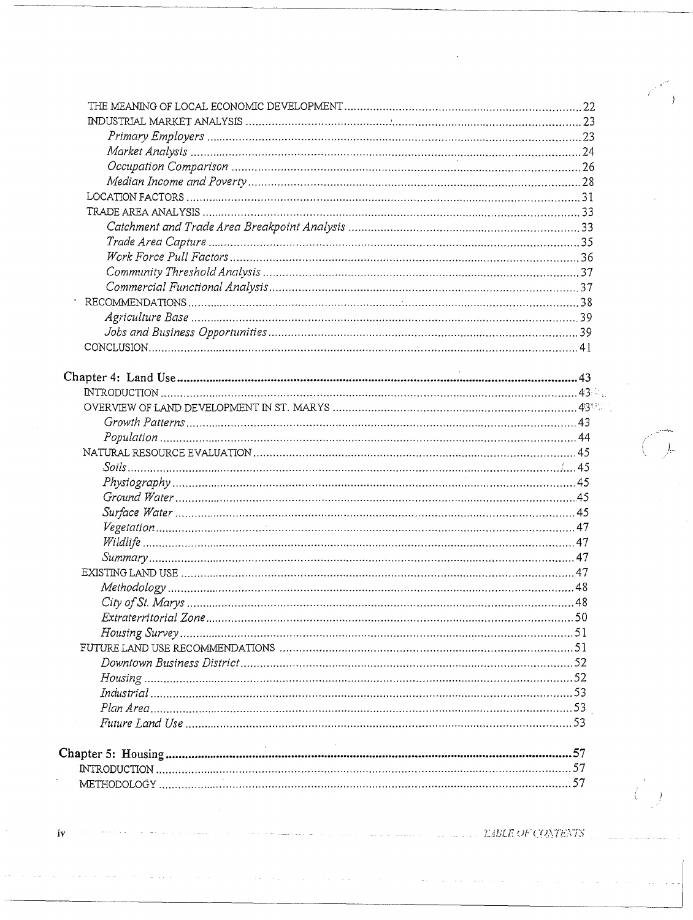THE MEANING OF LOCAL ECONOMIC DEVELOPMENT ........................................ 22
INDUSTRIAL MARKET ANALYSIS ........................................ 23
*Primary Employers* ........................................ 23
*Market Analysis* ........................................ 24
*Occupation Comparison* ........................................ 26
*Median Income and Poverty* ........................................ 28
LOCATION FACTORS ........................................ 31
TRADE AREA ANALYSIS ........................................ 33
*Catchment and Trade Area Breakpoint Analysis* ........................................ 33
*Trade Area Capture* ........................................ 35
*Work Force Pull Factors* ........................................ 36
*Community Threshold Analysis* ........................................ 37
*Commercial Functional Analysis* ........................................ 37
RECOMMENDATIONS ........................................ 38
*Agriculture Base* ........................................ 39
*Jobs and Business Opportunities* ........................................ 39
CONCLUSION ........................................ 41

**Chapter 4: Land Use ........................................ 43**
INTRODUCTION ........................................ 43
OVERVIEW OF LAND DEVELOPMENT IN ST. MARYS ........................................ 43
*Growth Patterns* ........................................ 43
*Population* ........................................ 44
NATURAL RESOURCE EVALUATION ........................................ 45
*Soils* ........................................ 45
*Physiography* ........................................ 45
*Ground Water* ........................................ 45
*Surface Water* ........................................ 45
*Vegetation* ........................................ 47
*Wildlife* ........................................ 47
*Summary* ........................................ 47
EXISTING LAND USE ........................................ 47
*Methodology* ........................................ 48
*City of St. Marys* ........................................ 48
*Extraterritorial Zone* ........................................ 50
*Housing Survey* ........................................ 51
FUTURE LAND USE RECOMMENDATIONS ........................................ 51
*Downtown Business District* ........................................ 52
*Housing* ........................................ 52
*Industrial* ........................................ 53
*Plan Area* ........................................ 53
*Future Land Use* ........................................ 53

**Chapter 5: Housing ........................................ 57**
INTRODUCTION ........................................ 57
METHODOLOGY ........................................ 57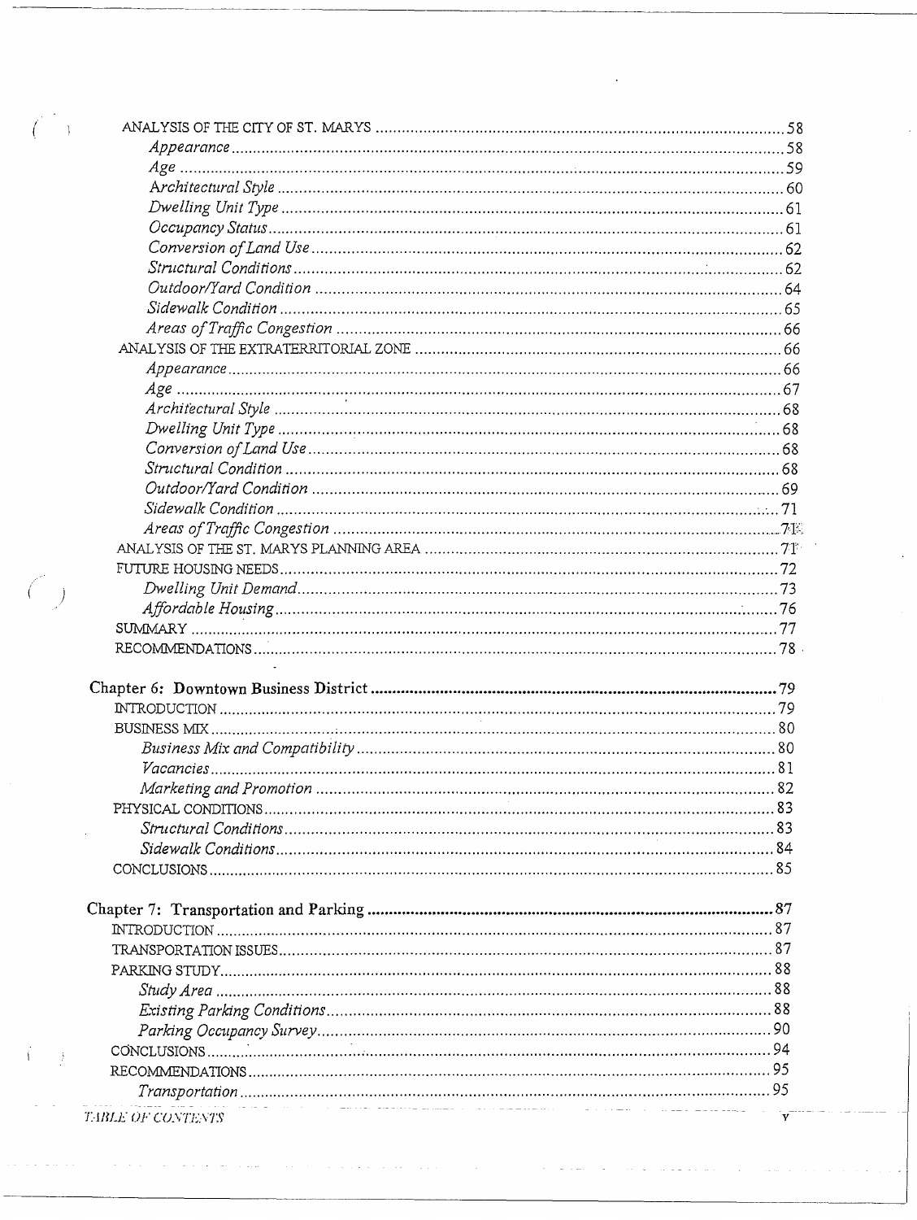ANALYSIS OF THE CITY OF ST. MARYS ....................................................................................................58
*Appearance* ....................................................................................................................................58
*Age* ....................................................................................................................................................59
*Architectural Style* ...........................................................................................................................60
*Dwelling Unit Type* ..........................................................................................................................61
*Occupancy Status* .............................................................................................................................61
*Conversion of Land Use* ....................................................................................................................62
*Structural Conditions* .......................................................................................................................62
*Outdoor/Yard Condition* ..................................................................................................................64
*Sidewalk Condition* ..........................................................................................................................65
*Areas of Traffic Congestion* ............................................................................................................66
ANALYSIS OF THE EXTRATERRITORIAL ZONE .....................................................................................66
*Appearance* ....................................................................................................................................66
*Age* ....................................................................................................................................................67
*Architectural Style* ...........................................................................................................................68
*Dwelling Unit Type* ..........................................................................................................................68
*Conversion of Land Use* ....................................................................................................................68
*Structural Condition* ........................................................................................................................68
*Outdoor/Yard Condition* ..................................................................................................................69
*Sidewalk Condition* ..........................................................................................................................71
*Areas of Traffic Congestion* ............................................................................................................71
ANALYSIS OF THE ST. MARYS PLANNING AREA .....................................................................................71
FUTURE HOUSING NEEDS ......................................................................................................................72
*Dwelling Unit Demand* ......................................................................................................................73
*Affordable Housing* ...........................................................................................................................76
SUMMARY ..............................................................................................................................................77
RECOMMENDATIONS .............................................................................................................................78

**Chapter 6: Downtown Business District** ..................................................................................................79
INTRODUCTION .......................................................................................................................................79
BUSINESS MIX ..........................................................................................................................................80
*Business Mix and Compatibility* .......................................................................................................80
*Vacancies* ..........................................................................................................................................81
*Marketing and Promotion* ................................................................................................................82
PHYSICAL CONDITIONS ...........................................................................................................................83
*Structural Conditions* .......................................................................................................................83
*Sidewalk Conditions* .........................................................................................................................84
CONCLUSIONS .........................................................................................................................................85

**Chapter 7: Transportation and Parking** ....................................................................................................87
INTRODUCTION .......................................................................................................................................87
TRANSPORTATION ISSUES .......................................................................................................................87
PARKING STUDY .......................................................................................................................................88
*Study Area* ........................................................................................................................................88
*Existing Parking Conditions* ..............................................................................................................88
*Parking Occupancy Survey* ...............................................................................................................90
CONCLUSIONS .........................................................................................................................................94
RECOMMENDATIONS ..............................................................................................................................95
*Transportation* ..................................................................................................................................95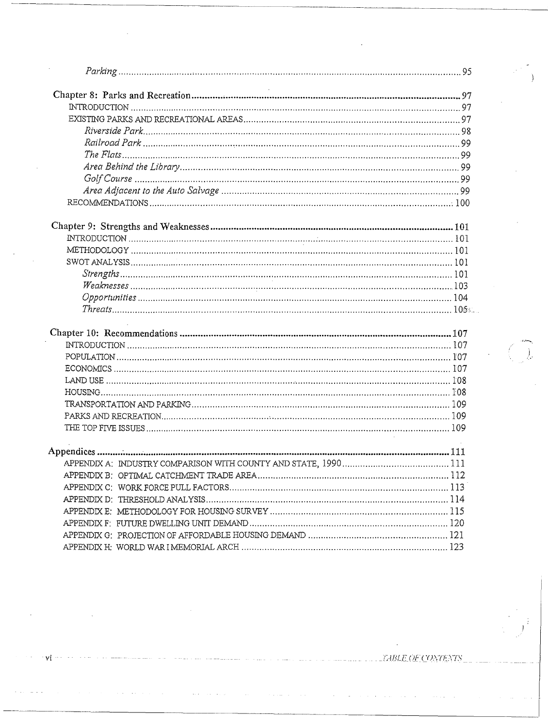*Parking* ..... 95

Chapter 8: Parks and Recreation ..... 97
- INTRODUCTION ..... 97
- EXISTING PARKS AND RECREATIONAL AREAS ..... 97
  - *Riverside Park* ..... 98
  - *Railroad Park* ..... 99
  - *The Flats* ..... 99
  - *Area Behind the Library* ..... 99
  - *Golf Course* ..... 99
  - *Area Adjacent to the Auto Salvage* ..... 99
- RECOMMENDATIONS ..... 100

Chapter 9: Strengths and Weaknesses ..... 101
- INTRODUCTION ..... 101
- METHODOLOGY ..... 101
- SWOT ANALYSIS ..... 101
  - *Strengths* ..... 101
  - *Weaknesses* ..... 103
  - *Opportunities* ..... 104
  - *Threats* ..... 105

Chapter 10: Recommendations ..... 107
- INTRODUCTION ..... 107
- POPULATION ..... 107
- ECONOMICS ..... 107
- LAND USE ..... 108
- HOUSING ..... 108
- TRANSPORTATION AND PARKING ..... 109
- PARKS AND RECREATION ..... 109
- THE TOP FIVE ISSUES ..... 109

Appendices ..... 111
- APPENDIX A: INDUSTRY COMPARISON WITH COUNTY AND STATE, 1990 ..... 111
- APPENDIX B: OPTIMAL CATCHMENT TRADE AREA ..... 112
- APPENDIX C: WORK FORCE PULL FACTORS ..... 113
- APPENDIX D: THRESHOLD ANALYSIS ..... 114
- APPENDIX E: METHODOLOGY FOR HOUSING SURVEY ..... 115
- APPENDIX F: FUTURE DWELLING UNIT DEMAND ..... 120
- APPENDIX G: PROJECTION OF AFFORDABLE HOUSING DEMAND ..... 121
- APPENDIX H: WORLD WAR I MEMORIAL ARCH ..... 123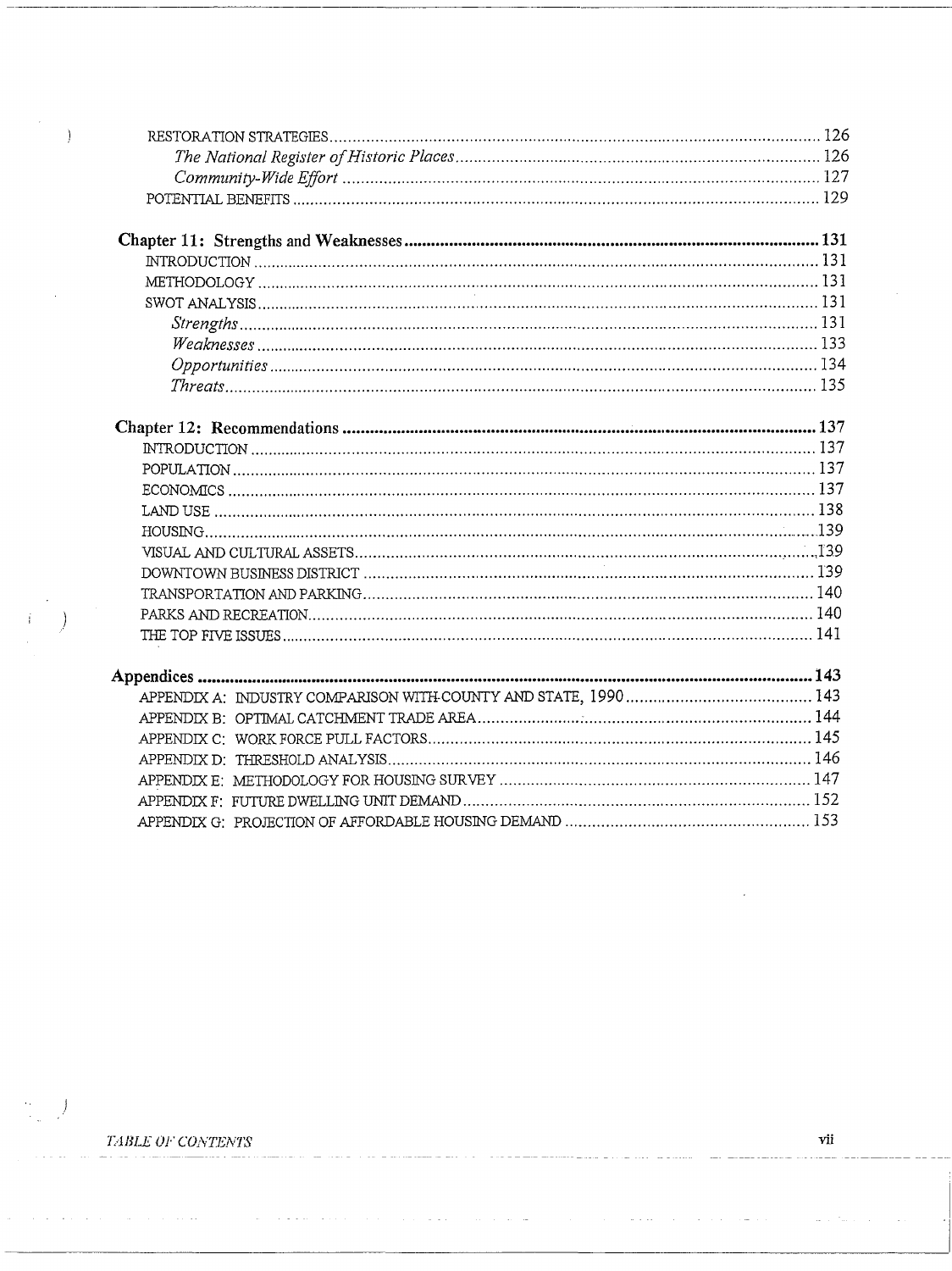RESTORATION STRATEGIES ........ 126

*The National Register of Historic Places* ........ 126

*Community-Wide Effort* ........ 127

POTENTIAL BENEFITS ........ 129

**Chapter 11: Strengths and Weaknesses ........ 131**

INTRODUCTION ........ 131

METHODOLOGY ........ 131

SWOT ANALYSIS ........ 131

*Strengths* ........ 131

*Weaknesses* ........ 133

*Opportunities* ........ 134

*Threats* ........ 135

**Chapter 12: Recommendations ........ 137**

INTRODUCTION ........ 137

POPULATION ........ 137

ECONOMICS ........ 137

LAND USE ........ 138

HOUSING ........ 139

VISUAL AND CULTURAL ASSETS ........ 139

DOWNTOWN BUSINESS DISTRICT ........ 139

TRANSPORTATION AND PARKING ........ 140

PARKS AND RECREATION ........ 140

THE TOP FIVE ISSUES ........ 141

**Appendices ........ 143**

APPENDIX A: INDUSTRY COMPARISON WITH COUNTY AND STATE, 1990 ........ 143

APPENDIX B: OPTIMAL CATCHMENT TRADE AREA ........ 144

APPENDIX C: WORK FORCE PULL FACTORS ........ 145

APPENDIX D: THRESHOLD ANALYSIS ........ 146

APPENDIX E: METHODOLOGY FOR HOUSING SURVEY ........ 147

APPENDIX F: FUTURE DWELLING UNIT DEMAND ........ 152

APPENDIX G: PROJECTION OF AFFORDABLE HOUSING DEMAND ........ 153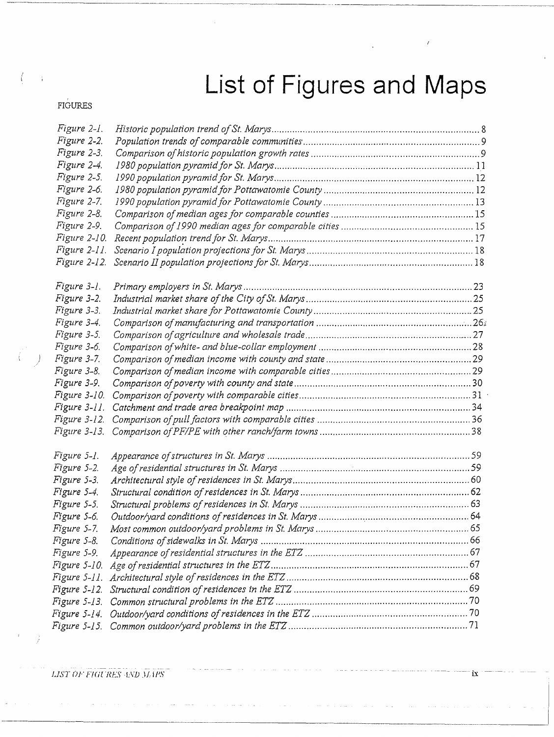# List of Figures and Maps

FIGURES

| | | |
|---|---|---|
| *Figure 2-1.* | *Historic population trend of St. Marys* | 8 |
| *Figure 2-2.* | *Population trends of comparable communities* | 9 |
| *Figure 2-3.* | *Comparison of historic population growth rates* | 9 |
| *Figure 2-4.* | *1980 population pyramid for St. Marys* | 11 |
| *Figure 2-5.* | *1990 population pyramid for St. Marys* | 12 |
| *Figure 2-6.* | *1980 population pyramid for Pottawatomie County* | 12 |
| *Figure 2-7.* | *1990 population pyramid for Pottawatomie County* | 13 |
| *Figure 2-8.* | *Comparison of median ages for comparable counties* | 15 |
| *Figure 2-9.* | *Comparison of 1990 median ages for comparable cities* | 15 |
| *Figure 2-10.* | *Recent population trend for St. Marys* | 17 |
| *Figure 2-11.* | *Scenario I population projections for St. Marys* | 18 |
| *Figure 2-12.* | *Scenario II population projections for St. Marys* | 18 |
| *Figure 3-1.* | *Primary employers in St. Marys* | 23 |
| *Figure 3-2.* | *Industrial market share of the City of St. Marys* | 25 |
| *Figure 3-3.* | *Industrial market share for Pottawatomie County* | 25 |
| *Figure 3-4.* | *Comparison of manufacturing and transportation* | 26 |
| *Figure 3-5.* | *Comparison of agriculture and wholesale trade* | 27 |
| *Figure 3-6.* | *Comparison of white- and blue-collar employment* | 28 |
| *Figure 3-7.* | *Comparison of median income with county and state* | 29 |
| *Figure 3-8.* | *Comparison of median income with comparable cities* | 29 |
| *Figure 3-9.* | *Comparison of poverty with county and state* | 30 |
| *Figure 3-10.* | *Comparison of poverty with comparable cities* | 31 |
| *Figure 3-11.* | *Catchment and trade area breakpoint map* | 34 |
| *Figure 3-12.* | *Comparison of pull factors with comparable cities* | 36 |
| *Figure 3-13.* | *Comparison of PF/PE with other ranch/farm towns* | 38 |
| *Figure 5-1.* | *Appearance of structures in St. Marys* | 59 |
| *Figure 5-2.* | *Age of residential structures in St. Marys* | 59 |
| *Figure 5-3.* | *Architectural style of residences in St. Marys* | 60 |
| *Figure 5-4.* | *Structural condition of residences in St. Marys* | 62 |
| *Figure 5-5.* | *Structural problems of residences in St. Marys* | 63 |
| *Figure 5-6.* | *Outdoor/yard conditions of residences in St. Marys* | 64 |
| *Figure 5-7.* | *Most common outdoor/yard problems in St. Marys* | 65 |
| *Figure 5-8.* | *Conditions of sidewalks in St. Marys* | 66 |
| *Figure 5-9.* | *Appearance of residential structures in the ETZ* | 67 |
| *Figure 5-10.* | *Age of residential structures in the ETZ* | 67 |
| *Figure 5-11.* | *Architectural style of residences in the ETZ* | 68 |
| *Figure 5-12.* | *Structural condition of residences in the ETZ* | 69 |
| *Figure 5-13.* | *Common structural problems in the ETZ* | 70 |
| *Figure 5-14.* | *Outdoor/yard conditions of residences in the ETZ* | 70 |
| *Figure 5-15.* | *Common outdoor/yard problems in the ETZ* | 71 |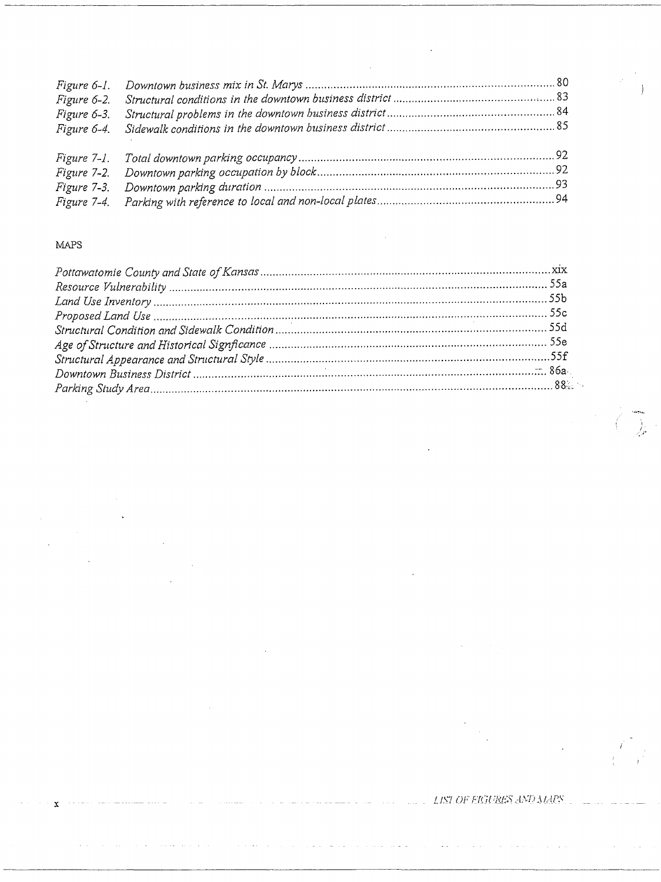*Figure 6-1.* *Downtown business mix in St. Marys* .......... 80
*Figure 6-2.* *Structural conditions in the downtown business district* .......... 83
*Figure 6-3.* *Structural problems in the downtown business district* .......... 84
*Figure 6-4.* *Sidewalk conditions in the downtown business district* .......... 85

*Figure 7-1.* *Total downtown parking occupancy* .......... 92
*Figure 7-2.* *Downtown parking occupation by block* .......... 92
*Figure 7-3.* *Downtown parking duration* .......... 93
*Figure 7-4.* *Parking with reference to local and non-local plates* .......... 94

MAPS

*Pottawatomie County and State of Kansas* .......... xix
*Resource Vulnerability* .......... 55a
*Land Use Inventory* .......... 55b
*Proposed Land Use* .......... 55c
*Structural Condition and Sidewalk Condition* .......... 55d
*Age of Structure and Historical Signficance* .......... 55e
*Structural Appearance and Structural Style* .......... 55f
*Downtown Business District* .......... 86a
*Parking Study Area* .......... 88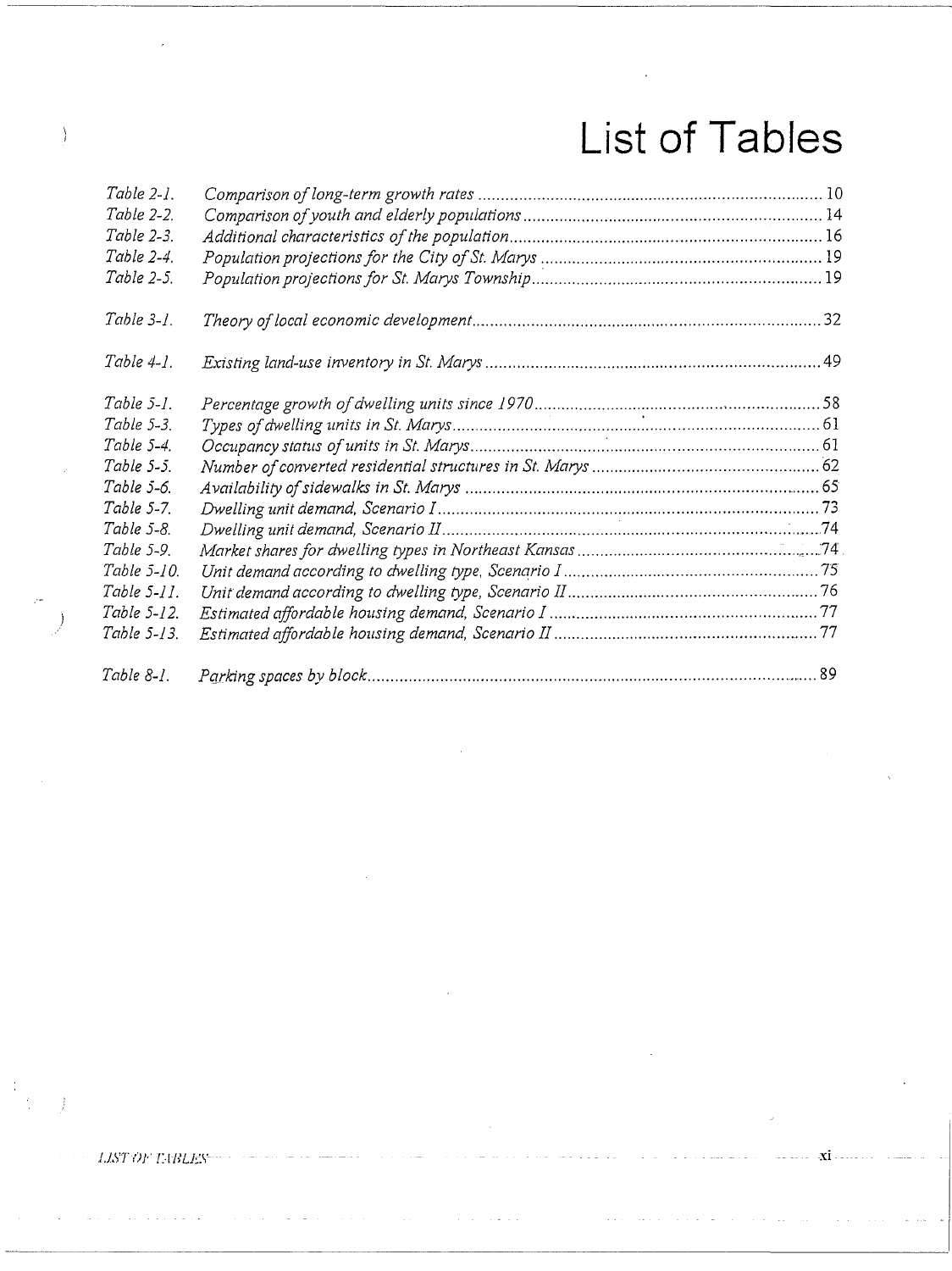# List of Tables

| | | |
|---|---|---|
| *Table 2-1.* | *Comparison of long-term growth rates* | 10 |
| *Table 2-2.* | *Comparison of youth and elderly populations* | 14 |
| *Table 2-3.* | *Additional characteristics of the population* | 16 |
| *Table 2-4.* | *Population projections for the City of St. Marys* | 19 |
| *Table 2-5.* | *Population projections for St. Marys Township* | 19 |
| *Table 3-1.* | *Theory of local economic development* | 32 |
| *Table 4-1.* | *Existing land-use inventory in St. Marys* | 49 |
| *Table 5-1.* | *Percentage growth of dwelling units since 1970* | 58 |
| *Table 5-3.* | *Types of dwelling units in St. Marys* | 61 |
| *Table 5-4.* | *Occupancy status of units in St. Marys* | 61 |
| *Table 5-5.* | *Number of converted residential structures in St. Marys* | 62 |
| *Table 5-6.* | *Availability of sidewalks in St. Marys* | 65 |
| *Table 5-7.* | *Dwelling unit demand, Scenario I* | 73 |
| *Table 5-8.* | *Dwelling unit demand, Scenario II* | 74 |
| *Table 5-9.* | *Market shares for dwelling types in Northeast Kansas* | 74 |
| *Table 5-10.* | *Unit demand according to dwelling type, Scenario I* | 75 |
| *Table 5-11.* | *Unit demand according to dwelling type, Scenario II* | 76 |
| *Table 5-12.* | *Estimated affordable housing demand, Scenario I* | 77 |
| *Table 5-13.* | *Estimated affordable housing demand, Scenario II* | 77 |
| *Table 8-1.* | *Parking spaces by block* | 89 |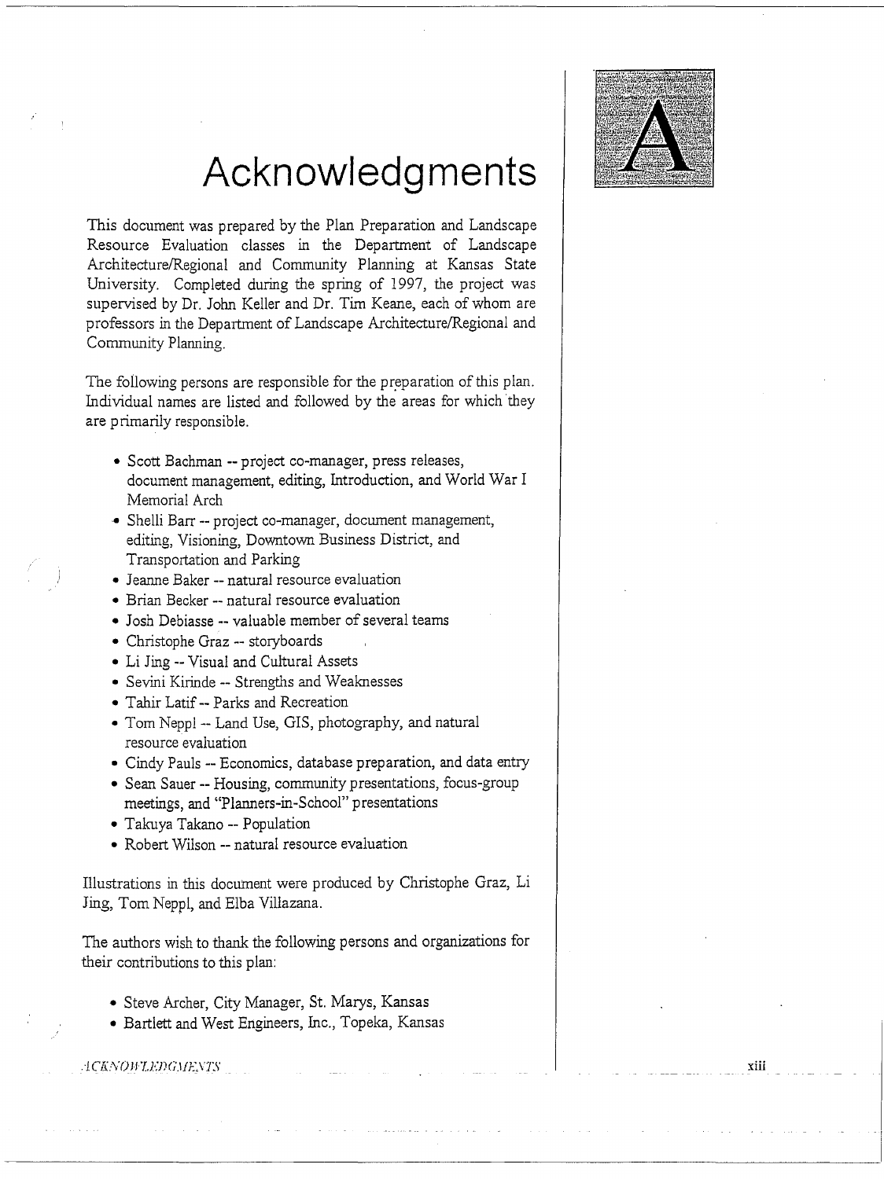# Acknowledgments

This document was prepared by the Plan Preparation and Landscape Resource Evaluation classes in the Department of Landscape Architecture/Regional and Community Planning at Kansas State University. Completed during the spring of 1997, the project was supervised by Dr. John Keller and Dr. Tim Keane, each of whom are professors in the Department of Landscape Architecture/Regional and Community Planning.

The following persons are responsible for the preparation of this plan. Individual names are listed and followed by the areas for which they are primarily responsible.

- Scott Bachman -- project co-manager, press releases, document management, editing, Introduction, and World War I Memorial Arch
- Shelli Barr -- project co-manager, document management, editing, Visioning, Downtown Business District, and Transportation and Parking
- Jeanne Baker -- natural resource evaluation
- Brian Becker -- natural resource evaluation
- Josh Debiasse -- valuable member of several teams
- Christophe Graz -- storyboards
- Li Jing -- Visual and Cultural Assets
- Sevini Kirinde -- Strengths and Weaknesses
- Tahir Latif -- Parks and Recreation
- Tom Neppl -- Land Use, GIS, photography, and natural resource evaluation
- Cindy Pauls -- Economics, database preparation, and data entry
- Sean Sauer -- Housing, community presentations, focus-group meetings, and "Planners-in-School" presentations
- Takuya Takano -- Population
- Robert Wilson -- natural resource evaluation

Illustrations in this document were produced by Christophe Graz, Li Jing, Tom Neppl, and Elba Villazana.

The authors wish to thank the following persons and organizations for their contributions to this plan:

- Steve Archer, City Manager, St. Marys, Kansas
- Bartlett and West Engineers, Inc., Topeka, Kansas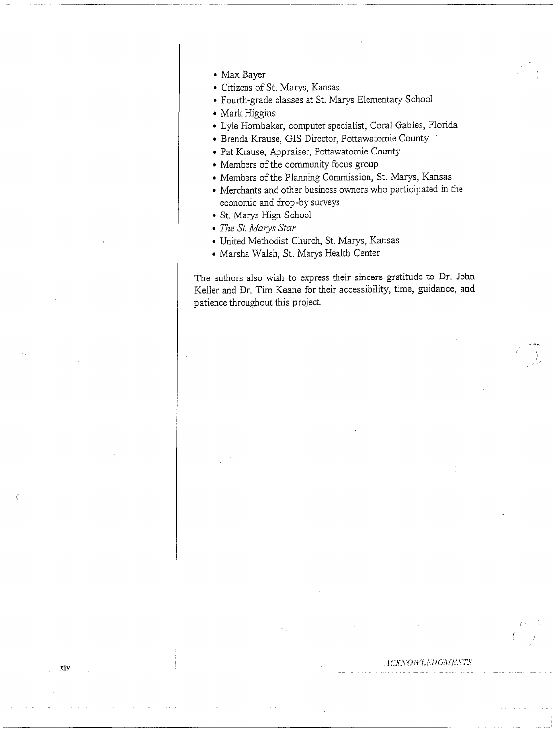- Max Bayer
- Citizens of St. Marys, Kansas
- Fourth-grade classes at St. Marys Elementary School
- Mark Higgins
- Lyle Hornbaker, computer specialist, Coral Gables, Florida
- Brenda Krause, GIS Director, Pottawatomie County
- Pat Krause, Appraiser, Pottawatomie County
- Members of the community focus group
- Members of the Planning Commission, St. Marys, Kansas
- Merchants and other business owners who participated in the economic and drop-by surveys
- St. Marys High School
- *The St. Marys Star*
- United Methodist Church, St. Marys, Kansas
- Marsha Walsh, St. Marys Health Center

The authors also wish to express their sincere gratitude to Dr. John Keller and Dr. Tim Keane for their accessibility, time, guidance, and patience throughout this project.